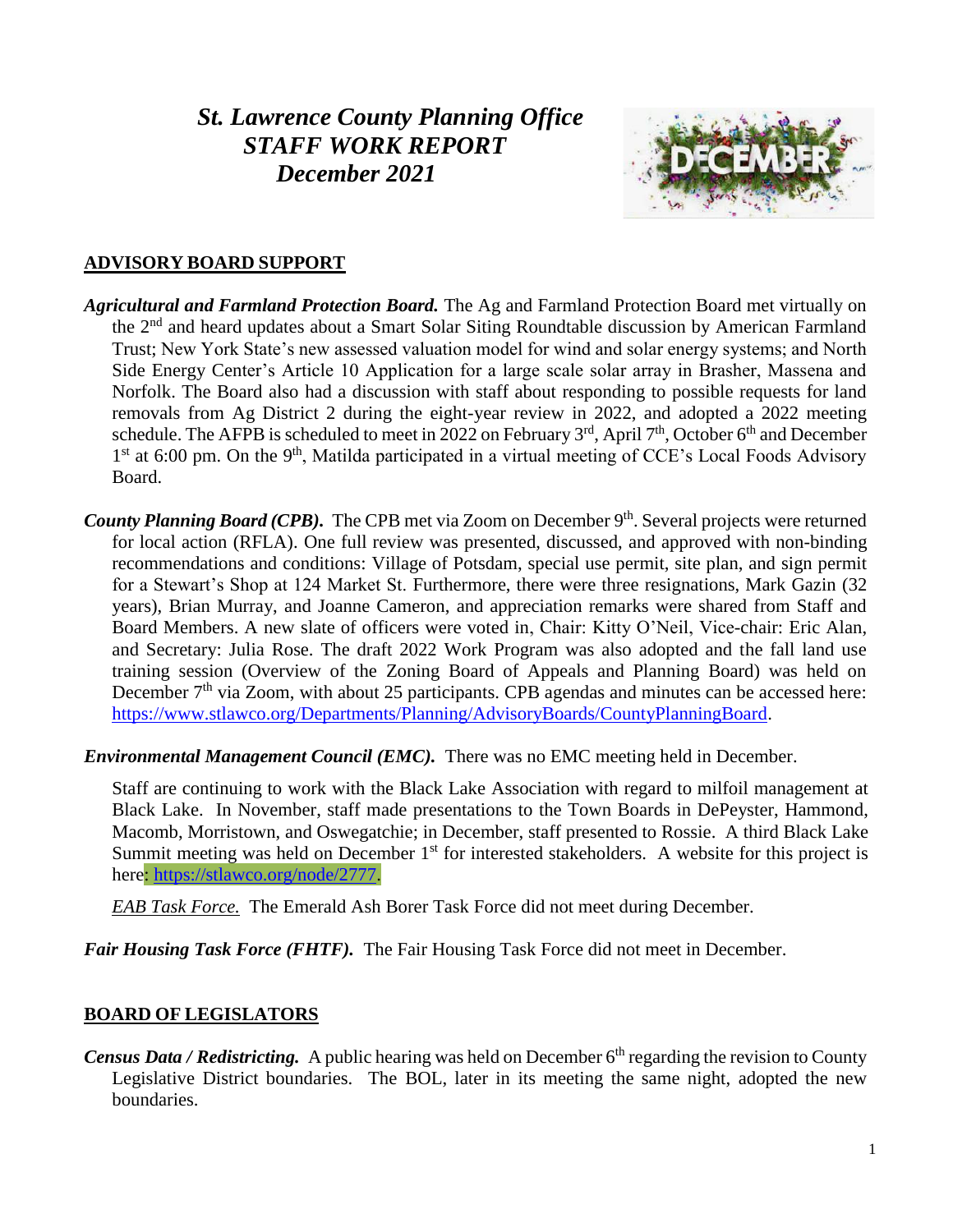# *St. Lawrence County Planning Office STAFF WORK REPORT December 2021*

## ADVISORY BOARD SUPPORT

***Agricultural and Farmland Protection Board.*** The Ag and Farmland Protection Board met virtually on the 2nd and heard updates about a Smart Solar Siting Roundtable discussion by American Farmland Trust; New York State's new assessed valuation model for wind and solar energy systems; and North Side Energy Center's Article 10 Application for a large scale solar array in Brasher, Massena and Norfolk. The Board also had a discussion with staff about responding to possible requests for land removals from Ag District 2 during the eight-year review in 2022, and adopted a 2022 meeting schedule. The AFPB is scheduled to meet in 2022 on February 3rd, April 7th, October 6th and December 1st at 6:00 pm. On the 9th, Matilda participated in a virtual meeting of CCE's Local Foods Advisory Board.

***County Planning Board (CPB).*** The CPB met via Zoom on December 9th. Several projects were returned for local action (RFLA). One full review was presented, discussed, and approved with non-binding recommendations and conditions: Village of Potsdam, special use permit, site plan, and sign permit for a Stewart's Shop at 124 Market St. Furthermore, there were three resignations, Mark Gazin (32 years), Brian Murray, and Joanne Cameron, and appreciation remarks were shared from Staff and Board Members. A new slate of officers were voted in, Chair: Kitty O'Neil, Vice-chair: Eric Alan, and Secretary: Julia Rose. The draft 2022 Work Program was also adopted and the fall land use training session (Overview of the Zoning Board of Appeals and Planning Board) was held on December 7th via Zoom, with about 25 participants. CPB agendas and minutes can be accessed here: https://www.stlawco.org/Departments/Planning/AdvisoryBoards/CountyPlanningBoard.

***Environmental Management Council (EMC).*** There was no EMC meeting held in December.

Staff are continuing to work with the Black Lake Association with regard to milfoil management at Black Lake. In November, staff made presentations to the Town Boards in DePeyster, Hammond, Macomb, Morristown, and Oswegatchie; in December, staff presented to Rossie. A third Black Lake Summit meeting was held on December 1st for interested stakeholders. A website for this project is here: https://stlawco.org/node/2777.

*EAB Task Force.* The Emerald Ash Borer Task Force did not meet during December.

***Fair Housing Task Force (FHTF).*** The Fair Housing Task Force did not meet in December.

## BOARD OF LEGISLATORS

***Census Data / Redistricting.*** A public hearing was held on December 6th regarding the revision to County Legislative District boundaries. The BOL, later in its meeting the same night, adopted the new boundaries.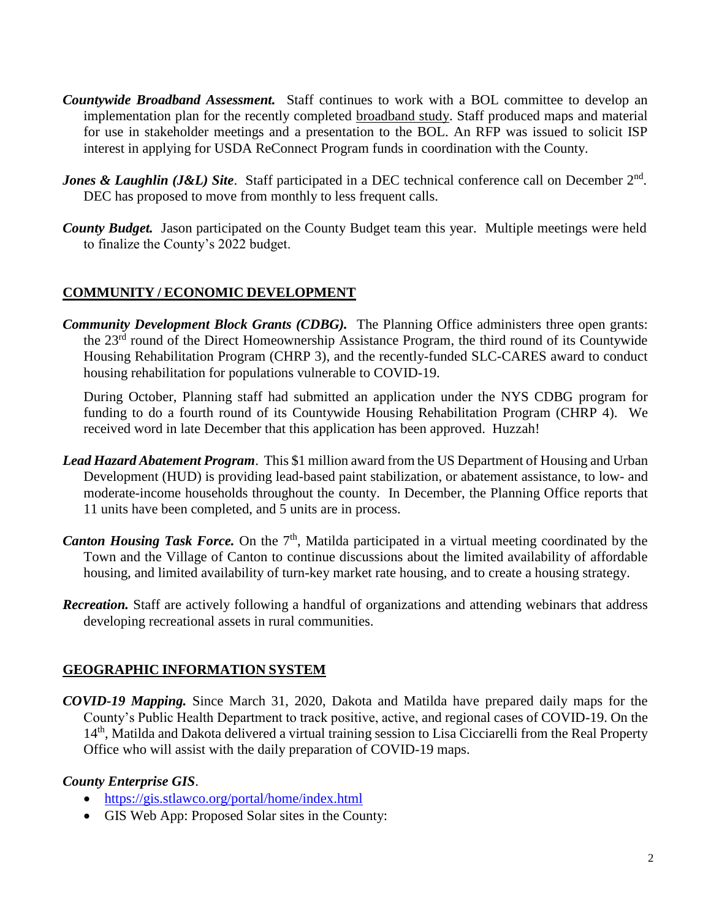***Countywide Broadband Assessment.*** Staff continues to work with a BOL committee to develop an implementation plan for the recently completed broadband study. Staff produced maps and material for use in stakeholder meetings and a presentation to the BOL. An RFP was issued to solicit ISP interest in applying for USDA ReConnect Program funds in coordination with the County.

***Jones & Laughlin (J&L) Site***. Staff participated in a DEC technical conference call on December 2nd. DEC has proposed to move from monthly to less frequent calls.

***County Budget.*** Jason participated on the County Budget team this year. Multiple meetings were held to finalize the County's 2022 budget.

## COMMUNITY / ECONOMIC DEVELOPMENT

***Community Development Block Grants (CDBG).*** The Planning Office administers three open grants: the 23rd round of the Direct Homeownership Assistance Program, the third round of its Countywide Housing Rehabilitation Program (CHRP 3), and the recently-funded SLC-CARES award to conduct housing rehabilitation for populations vulnerable to COVID-19.

During October, Planning staff had submitted an application under the NYS CDBG program for funding to do a fourth round of its Countywide Housing Rehabilitation Program (CHRP 4). We received word in late December that this application has been approved. Huzzah!

***Lead Hazard Abatement Program***. This $1 million award from the US Department of Housing and Urban Development (HUD) is providing lead-based paint stabilization, or abatement assistance, to low- and moderate-income households throughout the county. In December, the Planning Office reports that 11 units have been completed, and 5 units are in process.

***Canton Housing Task Force.*** On the 7th, Matilda participated in a virtual meeting coordinated by the Town and the Village of Canton to continue discussions about the limited availability of affordable housing, and limited availability of turn-key market rate housing, and to create a housing strategy.

***Recreation.*** Staff are actively following a handful of organizations and attending webinars that address developing recreational assets in rural communities.

## GEOGRAPHIC INFORMATION SYSTEM

***COVID-19 Mapping.*** Since March 31, 2020, Dakota and Matilda have prepared daily maps for the County's Public Health Department to track positive, active, and regional cases of COVID-19. On the 14th, Matilda and Dakota delivered a virtual training session to Lisa Cicciarelli from the Real Property Office who will assist with the daily preparation of COVID-19 maps.

***County Enterprise GIS***.

- https://gis.stlawco.org/portal/home/index.html
- GIS Web App: Proposed Solar sites in the County: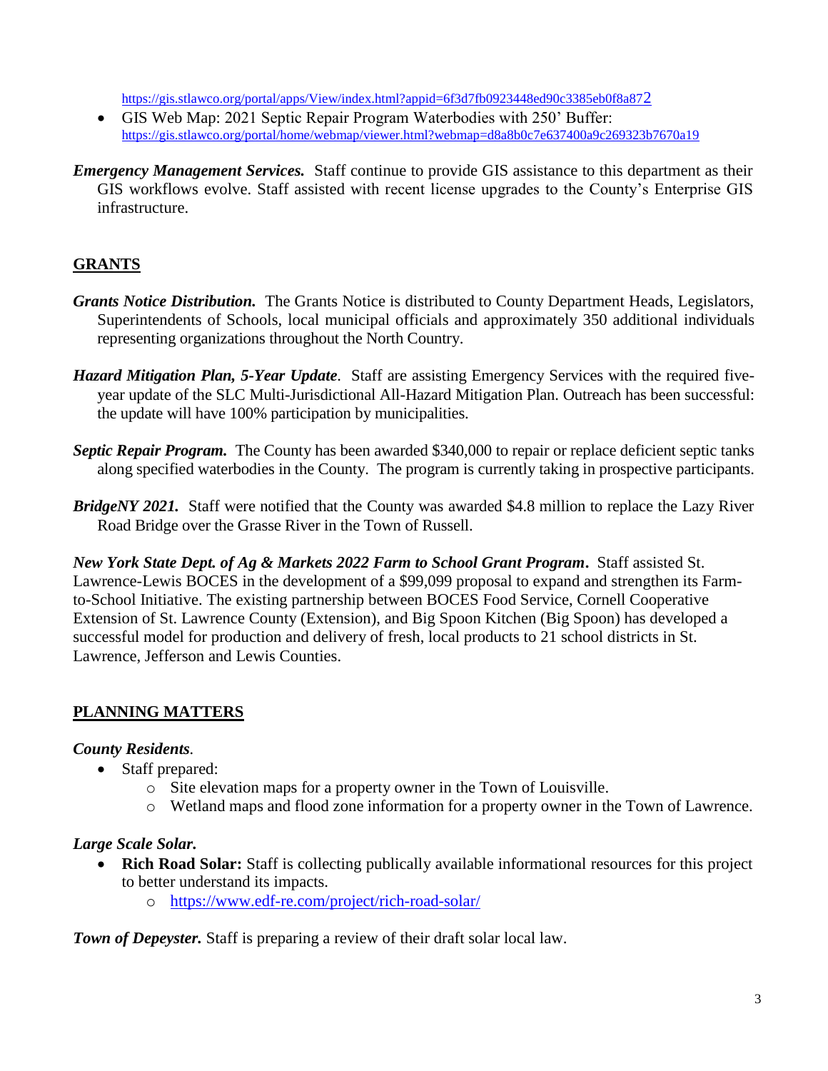https://gis.stlawco.org/portal/apps/View/index.html?appid=6f3d7fb0923448ed90c3385eb0f8a872

- GIS Web Map: 2021 Septic Repair Program Waterbodies with 250' Buffer: https://gis.stlawco.org/portal/home/webmap/viewer.html?webmap=d8a8b0c7e637400a9c269323b7670a19

***Emergency Management Services.*** Staff continue to provide GIS assistance to this department as their GIS workflows evolve. Staff assisted with recent license upgrades to the County's Enterprise GIS infrastructure.

## GRANTS

***Grants Notice Distribution.*** The Grants Notice is distributed to County Department Heads, Legislators, Superintendents of Schools, local municipal officials and approximately 350 additional individuals representing organizations throughout the North Country.

***Hazard Mitigation Plan, 5-Year Update***. Staff are assisting Emergency Services with the required five-year update of the SLC Multi-Jurisdictional All-Hazard Mitigation Plan. Outreach has been successful: the update will have 100% participation by municipalities.

***Septic Repair Program.*** The County has been awarded $340,000 to repair or replace deficient septic tanks along specified waterbodies in the County. The program is currently taking in prospective participants.

***BridgeNY 2021.*** Staff were notified that the County was awarded $4.8 million to replace the Lazy River Road Bridge over the Grasse River in the Town of Russell.

***New York State Dept. of Ag & Markets 2022 Farm to School Grant Program*****.** Staff assisted St. Lawrence-Lewis BOCES in the development of a $99,099 proposal to expand and strengthen its Farm-to-School Initiative. The existing partnership between BOCES Food Service, Cornell Cooperative Extension of St. Lawrence County (Extension), and Big Spoon Kitchen (Big Spoon) has developed a successful model for production and delivery of fresh, local products to 21 school districts in St. Lawrence, Jefferson and Lewis Counties.

## PLANNING MATTERS

***County Residents***.

- Staff prepared:
  - Site elevation maps for a property owner in the Town of Louisville.
  - Wetland maps and flood zone information for a property owner in the Town of Lawrence.

***Large Scale Solar.***

- **Rich Road Solar:** Staff is collecting publically available informational resources for this project to better understand its impacts.
  - https://www.edf-re.com/project/rich-road-solar/

***Town of Depeyster.*** Staff is preparing a review of their draft solar local law.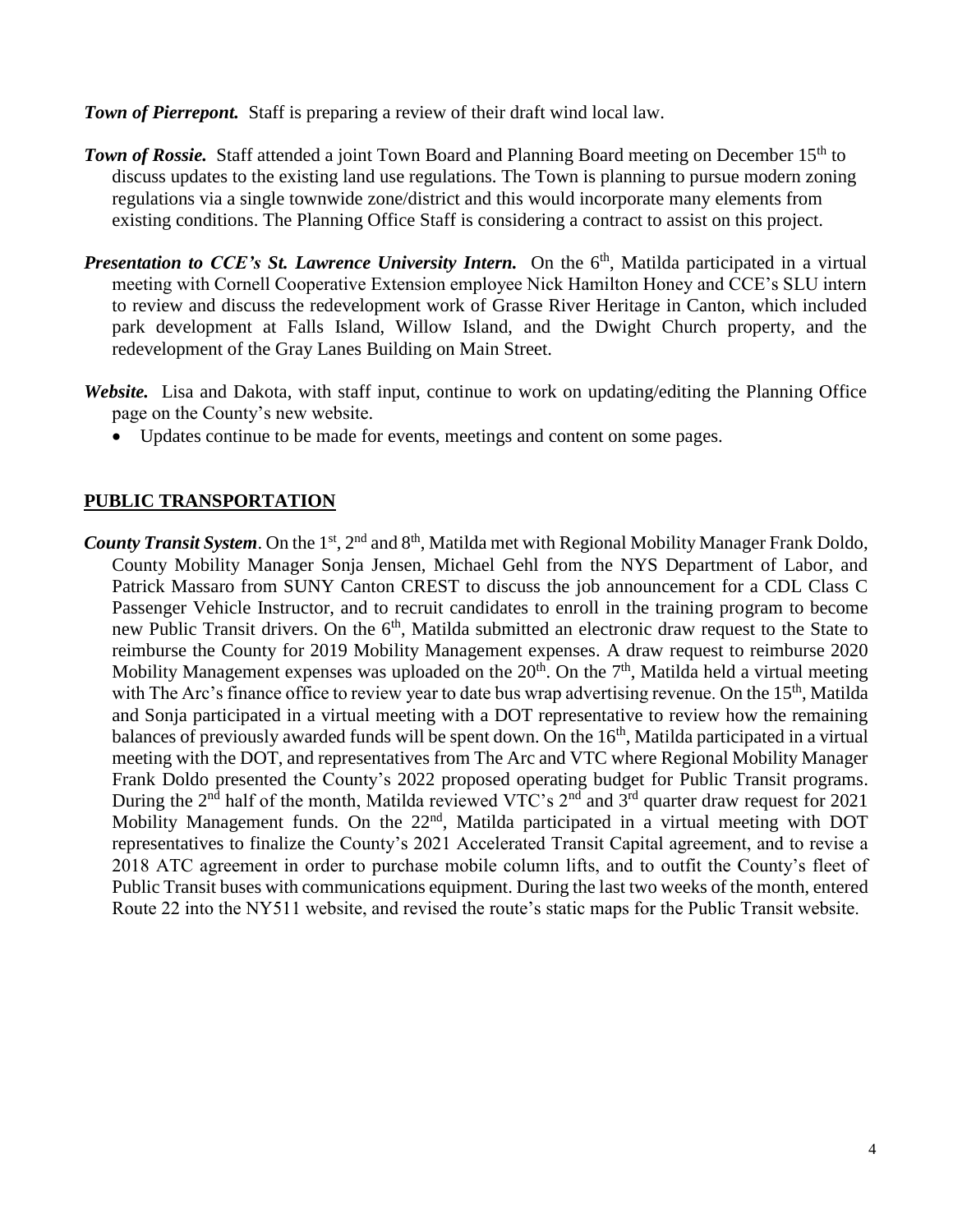***Town of Pierrepont.*** Staff is preparing a review of their draft wind local law.

***Town of Rossie.*** Staff attended a joint Town Board and Planning Board meeting on December 15th to discuss updates to the existing land use regulations. The Town is planning to pursue modern zoning regulations via a single townwide zone/district and this would incorporate many elements from existing conditions. The Planning Office Staff is considering a contract to assist on this project.

***Presentation to CCE's St. Lawrence University Intern.*** On the 6th, Matilda participated in a virtual meeting with Cornell Cooperative Extension employee Nick Hamilton Honey and CCE's SLU intern to review and discuss the redevelopment work of Grasse River Heritage in Canton, which included park development at Falls Island, Willow Island, and the Dwight Church property, and the redevelopment of the Gray Lanes Building on Main Street.

***Website.*** Lisa and Dakota, with staff input, continue to work on updating/editing the Planning Office page on the County's new website.

- Updates continue to be made for events, meetings and content on some pages.

## PUBLIC TRANSPORTATION

***County Transit System.*** On the 1st, 2nd and 8th, Matilda met with Regional Mobility Manager Frank Doldo, County Mobility Manager Sonja Jensen, Michael Gehl from the NYS Department of Labor, and Patrick Massaro from SUNY Canton CREST to discuss the job announcement for a CDL Class C Passenger Vehicle Instructor, and to recruit candidates to enroll in the training program to become new Public Transit drivers. On the 6th, Matilda submitted an electronic draw request to the State to reimburse the County for 2019 Mobility Management expenses. A draw request to reimburse 2020 Mobility Management expenses was uploaded on the 20th. On the 7th, Matilda held a virtual meeting with The Arc's finance office to review year to date bus wrap advertising revenue. On the 15th, Matilda and Sonja participated in a virtual meeting with a DOT representative to review how the remaining balances of previously awarded funds will be spent down. On the 16th, Matilda participated in a virtual meeting with the DOT, and representatives from The Arc and VTC where Regional Mobility Manager Frank Doldo presented the County's 2022 proposed operating budget for Public Transit programs. During the 2nd half of the month, Matilda reviewed VTC's 2nd and 3rd quarter draw request for 2021 Mobility Management funds. On the 22nd, Matilda participated in a virtual meeting with DOT representatives to finalize the County's 2021 Accelerated Transit Capital agreement, and to revise a 2018 ATC agreement in order to purchase mobile column lifts, and to outfit the County's fleet of Public Transit buses with communications equipment. During the last two weeks of the month, entered Route 22 into the NY511 website, and revised the route's static maps for the Public Transit website.